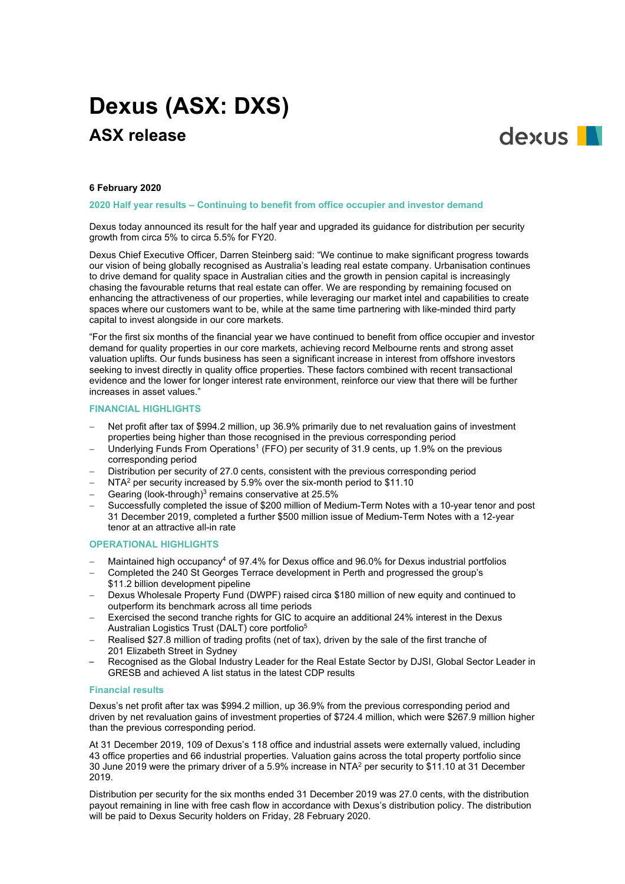# Dexus (ASX: DXS)

## ASX release

**6 February 2020**

### 2020 Half year results – Continuing to benefit from office occupier and investor demand

Dexus today announced its result for the half year and upgraded its guidance for distribution per security growth from circa 5% to circa 5.5% for FY20.

Dexus Chief Executive Officer, Darren Steinberg said: "We continue to make significant progress towards our vision of being globally recognised as Australia's leading real estate company. Urbanisation continues to drive demand for quality space in Australian cities and the growth in pension capital is increasingly chasing the favourable returns that real estate can offer. We are responding by remaining focused on enhancing the attractiveness of our properties, while leveraging our market intel and capabilities to create spaces where our customers want to be, while at the same time partnering with like-minded third party capital to invest alongside in our core markets.

"For the first six months of the financial year we have continued to benefit from office occupier and investor demand for quality properties in our core markets, achieving record Melbourne rents and strong asset valuation uplifts. Our funds business has seen a significant increase in interest from offshore investors seeking to invest directly in quality office properties. These factors combined with recent transactional evidence and the lower for longer interest rate environment, reinforce our view that there will be further increases in asset values."

### FINANCIAL HIGHLIGHTS

- Net profit after tax of $994.2 million, up 36.9% primarily due to net revaluation gains of investment properties being higher than those recognised in the previous corresponding period
- Underlying Funds From Operations[1] (FFO) per security of 31.9 cents, up 1.9% on the previous corresponding period
- Distribution per security of 27.0 cents, consistent with the previous corresponding period
- NTA[2] per security increased by 5.9% over the six-month period to $11.10
- Gearing (look-through)[3] remains conservative at 25.5%
- Successfully completed the issue of $200 million of Medium-Term Notes with a 10-year tenor and post 31 December 2019, completed a further $500 million issue of Medium-Term Notes with a 12-year tenor at an attractive all-in rate

### OPERATIONAL HIGHLIGHTS

- Maintained high occupancy[4] of 97.4% for Dexus office and 96.0% for Dexus industrial portfolios
- Completed the 240 St Georges Terrace development in Perth and progressed the group's $11.2 billion development pipeline
- Dexus Wholesale Property Fund (DWPF) raised circa $180 million of new equity and continued to outperform its benchmark across all time periods
- Exercised the second tranche rights for GIC to acquire an additional 24% interest in the Dexus Australian Logistics Trust (DALT) core portfolio[5]
- Realised $27.8 million of trading profits (net of tax), driven by the sale of the first tranche of 201 Elizabeth Street in Sydney
- Recognised as the Global Industry Leader for the Real Estate Sector by DJSI, Global Sector Leader in GRESB and achieved A list status in the latest CDP results

### Financial results

Dexus's net profit after tax was $994.2 million, up 36.9% from the previous corresponding period and driven by net revaluation gains of investment properties of $724.4 million, which were $267.9 million higher than the previous corresponding period.

At 31 December 2019, 109 of Dexus's 118 office and industrial assets were externally valued, including 43 office properties and 66 industrial properties. Valuation gains across the total property portfolio since 30 June 2019 were the primary driver of a 5.9% increase in NTA[2] per security to $11.10 at 31 December 2019.

Distribution per security for the six months ended 31 December 2019 was 27.0 cents, with the distribution payout remaining in line with free cash flow in accordance with Dexus's distribution policy. The distribution will be paid to Dexus Security holders on Friday, 28 February 2020.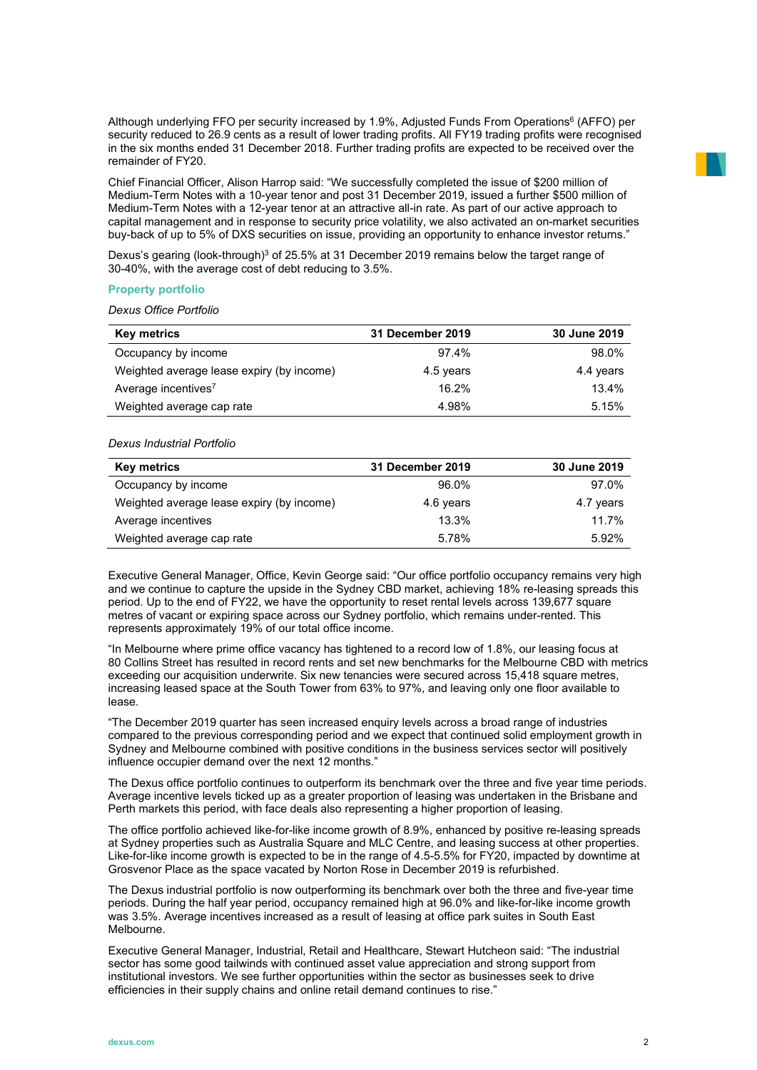Although underlying FFO per security increased by 1.9%, Adjusted Funds From Operations[6] (AFFO) per security reduced to 26.9 cents as a result of lower trading profits. All FY19 trading profits were recognised in the six months ended 31 December 2018. Further trading profits are expected to be received over the remainder of FY20.

Chief Financial Officer, Alison Harrop said: "We successfully completed the issue of $200 million of Medium-Term Notes with a 10-year tenor and post 31 December 2019, issued a further $500 million of Medium-Term Notes with a 12-year tenor at an attractive all-in rate. As part of our active approach to capital management and in response to security price volatility, we also activated an on-market securities buy-back of up to 5% of DXS securities on issue, providing an opportunity to enhance investor returns."

Dexus's gearing (look-through)[3] of 25.5% at 31 December 2019 remains below the target range of 30-40%, with the average cost of debt reducing to 3.5%.

### Property portfolio

*Dexus Office Portfolio*

| Key metrics | 31 December 2019 | 30 June 2019 |
|---|---|---|
| Occupancy by income | 97.4% | 98.0% |
| Weighted average lease expiry (by income) | 4.5 years | 4.4 years |
| Average incentives[7] | 16.2% | 13.4% |
| Weighted average cap rate | 4.98% | 5.15% |

*Dexus Industrial Portfolio*

| Key metrics | 31 December 2019 | 30 June 2019 |
|---|---|---|
| Occupancy by income | 96.0% | 97.0% |
| Weighted average lease expiry (by income) | 4.6 years | 4.7 years |
| Average incentives | 13.3% | 11.7% |
| Weighted average cap rate | 5.78% | 5.92% |

Executive General Manager, Office, Kevin George said: "Our office portfolio occupancy remains very high and we continue to capture the upside in the Sydney CBD market, achieving 18% re-leasing spreads this period. Up to the end of FY22, we have the opportunity to reset rental levels across 139,677 square metres of vacant or expiring space across our Sydney portfolio, which remains under-rented. This represents approximately 19% of our total office income.

"In Melbourne where prime office vacancy has tightened to a record low of 1.8%, our leasing focus at 80 Collins Street has resulted in record rents and set new benchmarks for the Melbourne CBD with metrics exceeding our acquisition underwrite. Six new tenancies were secured across 15,418 square metres, increasing leased space at the South Tower from 63% to 97%, and leaving only one floor available to lease.

"The December 2019 quarter has seen increased enquiry levels across a broad range of industries compared to the previous corresponding period and we expect that continued solid employment growth in Sydney and Melbourne combined with positive conditions in the business services sector will positively influence occupier demand over the next 12 months."

The Dexus office portfolio continues to outperform its benchmark over the three and five year time periods. Average incentive levels ticked up as a greater proportion of leasing was undertaken in the Brisbane and Perth markets this period, with face deals also representing a higher proportion of leasing.

The office portfolio achieved like-for-like income growth of 8.9%, enhanced by positive re-leasing spreads at Sydney properties such as Australia Square and MLC Centre, and leasing success at other properties. Like-for-like income growth is expected to be in the range of 4.5-5.5% for FY20, impacted by downtime at Grosvenor Place as the space vacated by Norton Rose in December 2019 is refurbished.

The Dexus industrial portfolio is now outperforming its benchmark over both the three and five-year time periods. During the half year period, occupancy remained high at 96.0% and like-for-like income growth was 3.5%. Average incentives increased as a result of leasing at office park suites in South East Melbourne.

Executive General Manager, Industrial, Retail and Healthcare, Stewart Hutcheon said: "The industrial sector has some good tailwinds with continued asset value appreciation and strong support from institutional investors. We see further opportunities within the sector as businesses seek to drive efficiencies in their supply chains and online retail demand continues to rise."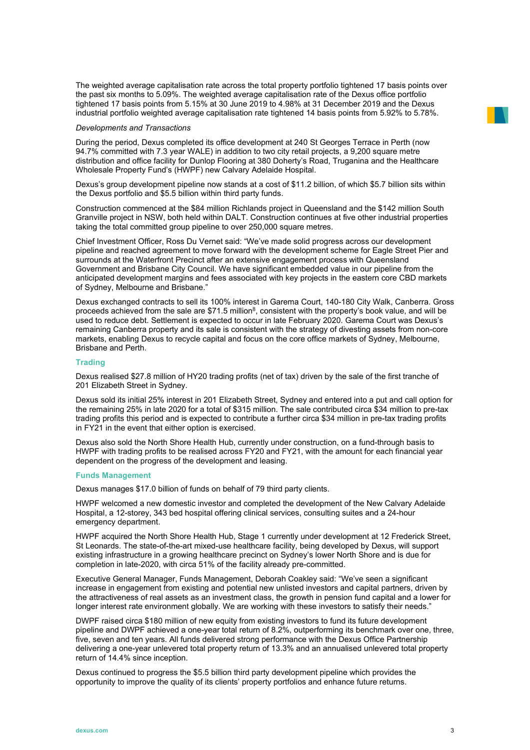The weighted average capitalisation rate across the total property portfolio tightened 17 basis points over the past six months to 5.09%. The weighted average capitalisation rate of the Dexus office portfolio tightened 17 basis points from 5.15% at 30 June 2019 to 4.98% at 31 December 2019 and the Dexus industrial portfolio weighted average capitalisation rate tightened 14 basis points from 5.92% to 5.78%.

*Developments and Transactions*

During the period, Dexus completed its office development at 240 St Georges Terrace in Perth (now 94.7% committed with 7.3 year WALE) in addition to two city retail projects, a 9,200 square metre distribution and office facility for Dunlop Flooring at 380 Doherty's Road, Truganina and the Healthcare Wholesale Property Fund's (HWPF) new Calvary Adelaide Hospital.

Dexus's group development pipeline now stands at a cost of $11.2 billion, of which $5.7 billion sits within the Dexus portfolio and $5.5 billion within third party funds.

Construction commenced at the $84 million Richlands project in Queensland and the $142 million South Granville project in NSW, both held within DALT. Construction continues at five other industrial properties taking the total committed group pipeline to over 250,000 square metres.

Chief Investment Officer, Ross Du Vernet said: "We've made solid progress across our development pipeline and reached agreement to move forward with the development scheme for Eagle Street Pier and surrounds at the Waterfront Precinct after an extensive engagement process with Queensland Government and Brisbane City Council. We have significant embedded value in our pipeline from the anticipated development margins and fees associated with key projects in the eastern core CBD markets of Sydney, Melbourne and Brisbane."

Dexus exchanged contracts to sell its 100% interest in Garema Court, 140-180 City Walk, Canberra. Gross proceeds achieved from the sale are $71.5 million[8], consistent with the property's book value, and will be used to reduce debt. Settlement is expected to occur in late February 2020. Garema Court was Dexus's remaining Canberra property and its sale is consistent with the strategy of divesting assets from non-core markets, enabling Dexus to recycle capital and focus on the core office markets of Sydney, Melbourne, Brisbane and Perth.

### Trading

Dexus realised $27.8 million of HY20 trading profits (net of tax) driven by the sale of the first tranche of 201 Elizabeth Street in Sydney.

Dexus sold its initial 25% interest in 201 Elizabeth Street, Sydney and entered into a put and call option for the remaining 25% in late 2020 for a total of $315 million. The sale contributed circa $34 million to pre-tax trading profits this period and is expected to contribute a further circa $34 million in pre-tax trading profits in FY21 in the event that either option is exercised.

Dexus also sold the North Shore Health Hub, currently under construction, on a fund-through basis to HWPF with trading profits to be realised across FY20 and FY21, with the amount for each financial year dependent on the progress of the development and leasing.

### Funds Management

Dexus manages $17.0 billion of funds on behalf of 79 third party clients.

HWPF welcomed a new domestic investor and completed the development of the New Calvary Adelaide Hospital, a 12-storey, 343 bed hospital offering clinical services, consulting suites and a 24-hour emergency department.

HWPF acquired the North Shore Health Hub, Stage 1 currently under development at 12 Frederick Street, St Leonards. The state-of-the-art mixed-use healthcare facility, being developed by Dexus, will support existing infrastructure in a growing healthcare precinct on Sydney's lower North Shore and is due for completion in late-2020, with circa 51% of the facility already pre-committed.

Executive General Manager, Funds Management, Deborah Coakley said: "We've seen a significant increase in engagement from existing and potential new unlisted investors and capital partners, driven by the attractiveness of real assets as an investment class, the growth in pension fund capital and a lower for longer interest rate environment globally. We are working with these investors to satisfy their needs."

DWPF raised circa $180 million of new equity from existing investors to fund its future development pipeline and DWPF achieved a one-year total return of 8.2%, outperforming its benchmark over one, three, five, seven and ten years. All funds delivered strong performance with the Dexus Office Partnership delivering a one-year unlevered total property return of 13.3% and an annualised unlevered total property return of 14.4% since inception.

Dexus continued to progress the $5.5 billion third party development pipeline which provides the opportunity to improve the quality of its clients' property portfolios and enhance future returns.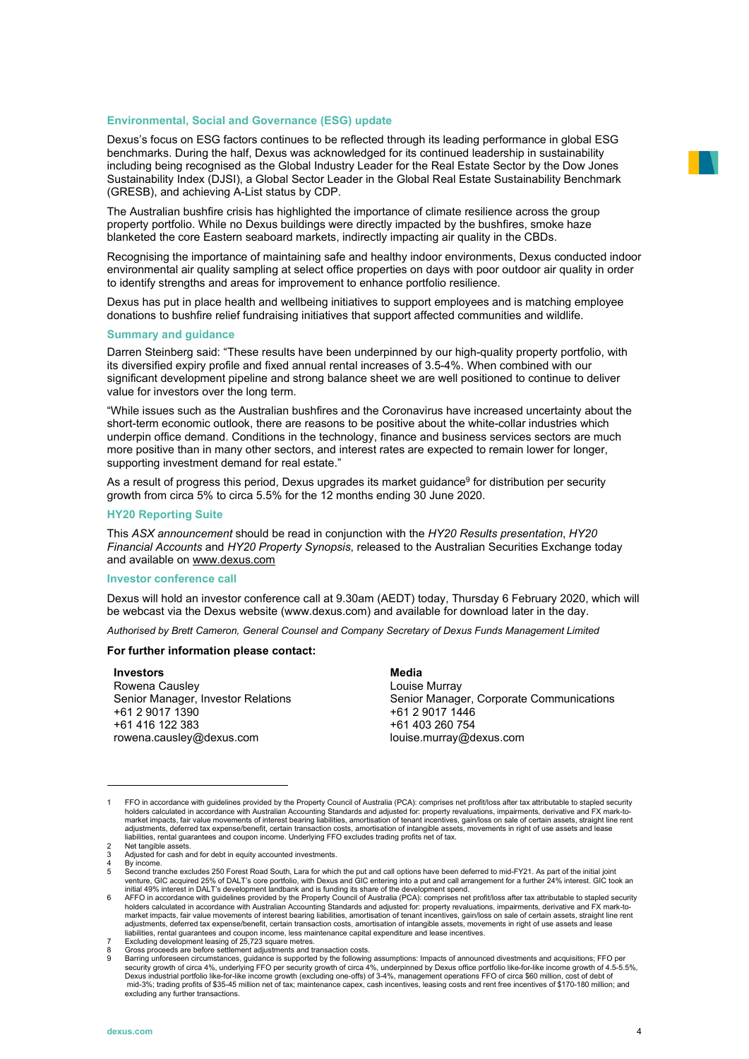## Environmental, Social and Governance (ESG) update

Dexus's focus on ESG factors continues to be reflected through its leading performance in global ESG benchmarks. During the half, Dexus was acknowledged for its continued leadership in sustainability including being recognised as the Global Industry Leader for the Real Estate Sector by the Dow Jones Sustainability Index (DJSI), a Global Sector Leader in the Global Real Estate Sustainability Benchmark (GRESB), and achieving A-List status by CDP.

The Australian bushfire crisis has highlighted the importance of climate resilience across the group property portfolio. While no Dexus buildings were directly impacted by the bushfires, smoke haze blanketed the core Eastern seaboard markets, indirectly impacting air quality in the CBDs.

Recognising the importance of maintaining safe and healthy indoor environments, Dexus conducted indoor environmental air quality sampling at select office properties on days with poor outdoor air quality in order to identify strengths and areas for improvement to enhance portfolio resilience.

Dexus has put in place health and wellbeing initiatives to support employees and is matching employee donations to bushfire relief fundraising initiatives that support affected communities and wildlife.

## Summary and guidance

Darren Steinberg said: "These results have been underpinned by our high-quality property portfolio, with its diversified expiry profile and fixed annual rental increases of 3.5-4%. When combined with our significant development pipeline and strong balance sheet we are well positioned to continue to deliver value for investors over the long term.

"While issues such as the Australian bushfires and the Coronavirus have increased uncertainty about the short-term economic outlook, there are reasons to be positive about the white-collar industries which underpin office demand. Conditions in the technology, finance and business services sectors are much more positive than in many other sectors, and interest rates are expected to remain lower for longer, supporting investment demand for real estate."

As a result of progress this period, Dexus upgrades its market guidance[9] for distribution per security growth from circa 5% to circa 5.5% for the 12 months ending 30 June 2020.

## HY20 Reporting Suite

This *ASX announcement* should be read in conjunction with the *HY20 Results presentation*, *HY20 Financial Accounts* and *HY20 Property Synopsis*, released to the Australian Securities Exchange today and available on www.dexus.com

## Investor conference call

Dexus will hold an investor conference call at 9.30am (AEDT) today, Thursday 6 February 2020, which will be webcast via the Dexus website (www.dexus.com) and available for download later in the day.

*Authorised by Brett Cameron, General Counsel and Company Secretary of Dexus Funds Management Limited*

**For further information please contact:**

**Investors**
Rowena Causley
Senior Manager, Investor Relations
+61 2 9017 1390
+61 416 122 383
rowena.causley@dexus.com

**Media**
Louise Murray
Senior Manager, Corporate Communications
+61 2 9017 1446
+61 403 260 754
louise.murray@dexus.com

---

1 FFO in accordance with guidelines provided by the Property Council of Australia (PCA): comprises net profit/loss after tax attributable to stapled security holders calculated in accordance with Australian Accounting Standards and adjusted for: property revaluations, impairments, derivative and FX mark-to-market impacts, fair value movements of interest bearing liabilities, amortisation of tenant incentives, gain/loss on sale of certain assets, straight line rent adjustments, deferred tax expense/benefit, certain transaction costs, amortisation of intangible assets, movements in right of use assets and lease liabilities, rental guarantees and coupon income. Underlying FFO excludes trading profits net of tax.

2 Net tangible assets.

3 Adjusted for cash and for debt in equity accounted investments.

4 By income.

5 Second tranche excludes 250 Forest Road South, Lara for which the put and call options have been deferred to mid-FY21. As part of the initial joint venture, GIC acquired 25% of DALT's core portfolio, with Dexus and GIC entering into a put and call arrangement for a further 24% interest. GIC took an initial 49% interest in DALT's development landbank and is funding its share of the development spend.

6 AFFO in accordance with guidelines provided by the Property Council of Australia (PCA): comprises net profit/loss after tax attributable to stapled security holders calculated in accordance with Australian Accounting Standards and adjusted for: property revaluations, impairments, derivative and FX mark-to-market impacts, fair value movements of interest bearing liabilities, amortisation of tenant incentives, gain/loss on sale of certain assets, straight line rent adjustments, deferred tax expense/benefit, certain transaction costs, amortisation of intangible assets, movements in right of use assets and lease liabilities, rental guarantees and coupon income, less maintenance capital expenditure and lease incentives.

7 Excluding development leasing of 25,723 square metres.

8 Gross proceeds are before settlement adjustments and transaction costs.

9 Barring unforeseen circumstances, guidance is supported by the following assumptions: Impacts of announced divestments and acquisitions; FFO per security growth of circa 4%, underlying FFO per security growth of circa 4%, underpinned by Dexus office portfolio like-for-like income growth of 4.5-5.5%, Dexus industrial portfolio like-for-like income growth (excluding one-offs) of 3-4%, management operations FFO of circa $60 million, cost of debt of mid-3%; trading profits of $35-45 million net of tax; maintenance capex, cash incentives, leasing costs and rent free incentives of $170-180 million; and excluding any further transactions.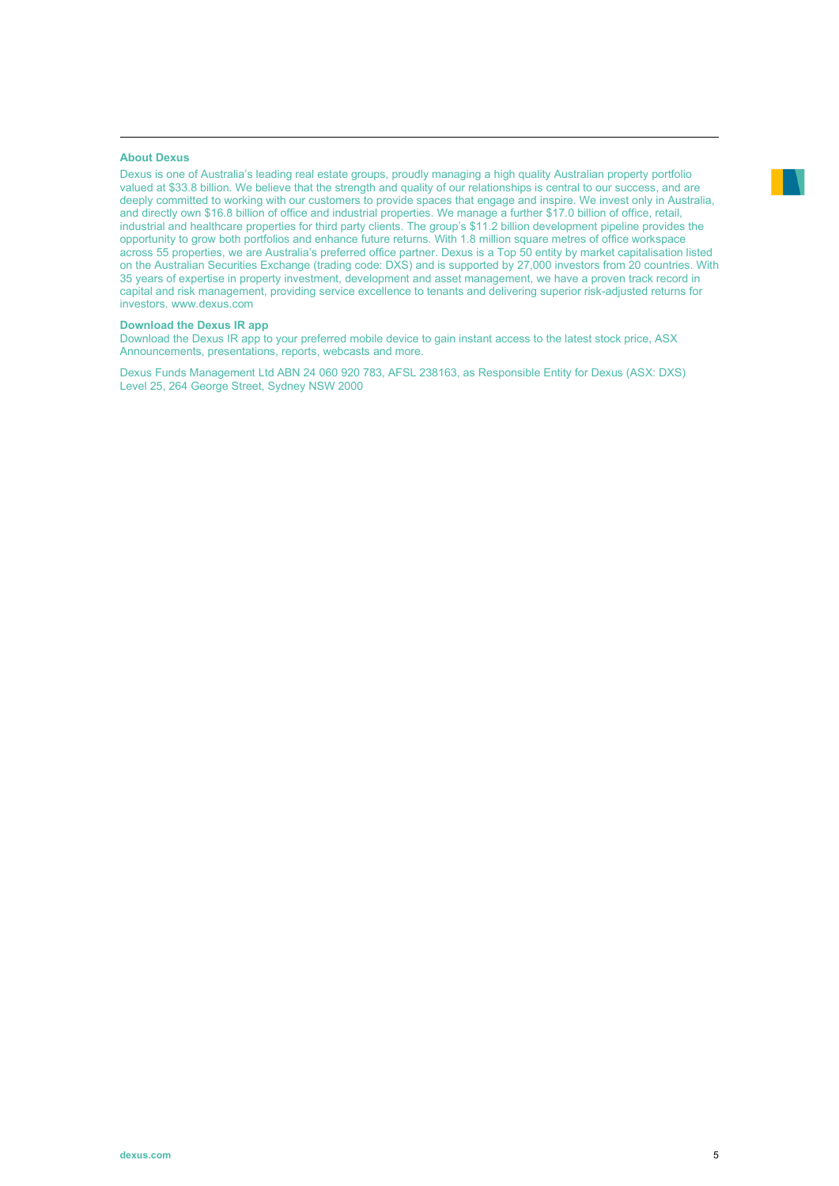### About Dexus

Dexus is one of Australia's leading real estate groups, proudly managing a high quality Australian property portfolio valued at $33.8 billion. We believe that the strength and quality of our relationships is central to our success, and are deeply committed to working with our customers to provide spaces that engage and inspire. We invest only in Australia, and directly own $16.8 billion of office and industrial properties. We manage a further $17.0 billion of office, retail, industrial and healthcare properties for third party clients. The group's $11.2 billion development pipeline provides the opportunity to grow both portfolios and enhance future returns. With 1.8 million square metres of office workspace across 55 properties, we are Australia's preferred office partner. Dexus is a Top 50 entity by market capitalisation listed on the Australian Securities Exchange (trading code: DXS) and is supported by 27,000 investors from 20 countries. With 35 years of expertise in property investment, development and asset management, we have a proven track record in capital and risk management, providing service excellence to tenants and delivering superior risk-adjusted returns for investors. www.dexus.com

### Download the Dexus IR app

Download the Dexus IR app to your preferred mobile device to gain instant access to the latest stock price, ASX Announcements, presentations, reports, webcasts and more.

Dexus Funds Management Ltd ABN 24 060 920 783, AFSL 238163, as Responsible Entity for Dexus (ASX: DXS)
Level 25, 264 George Street, Sydney NSW 2000